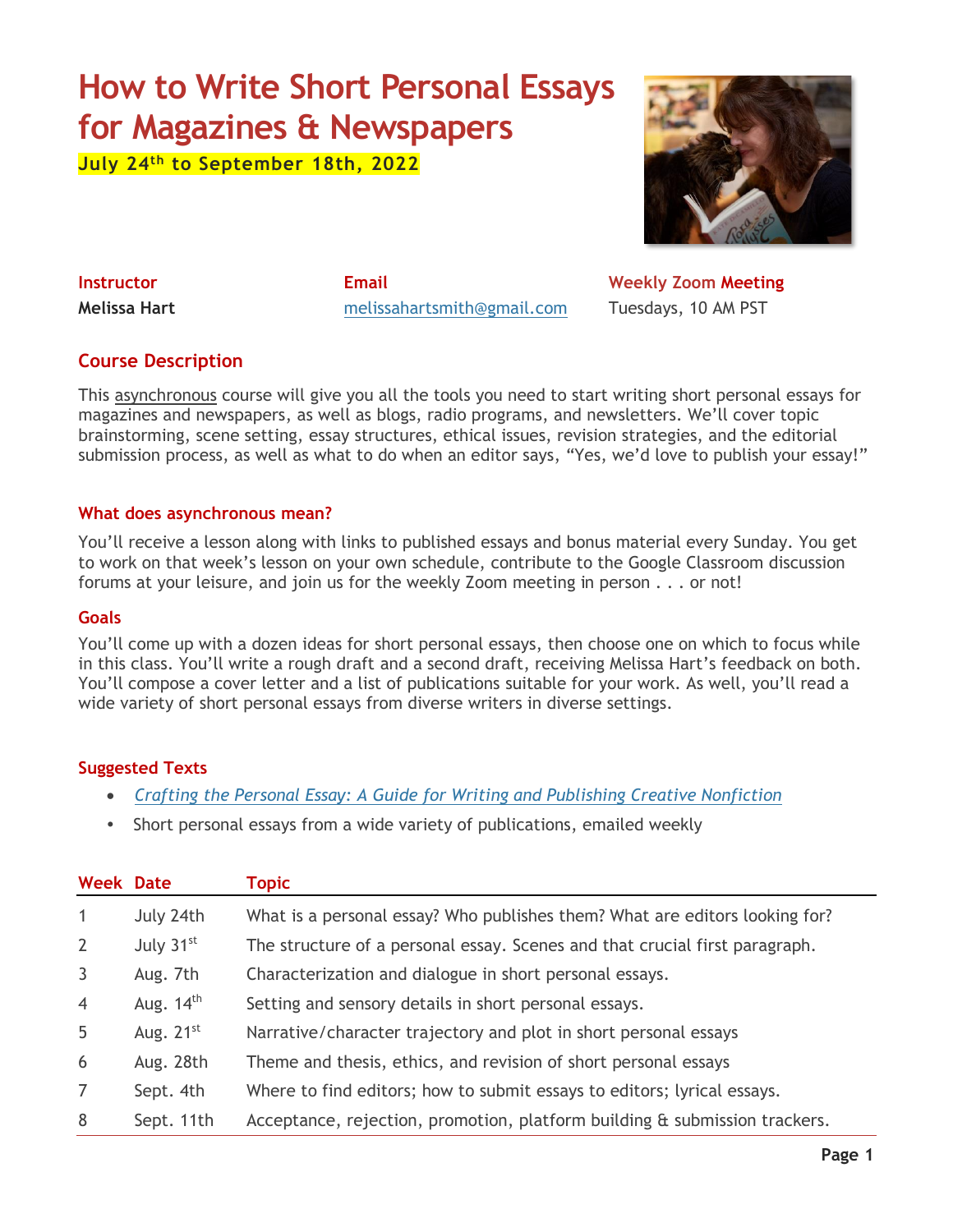# How to Write Short Personal Essays for Magazines & Newspapers

**July 24th to September 18th, 2022**

| Instructor | Email | Weekly Zoom Meeting |
|---|---|---|
| **Melissa Hart** | melissahartsmith@gmail.com | Tuesdays, 10 AM PST |

## Course Description

This asynchronous course will give you all the tools you need to start writing short personal essays for magazines and newspapers, as well as blogs, radio programs, and newsletters. We'll cover topic brainstorming, scene setting, essay structures, ethical issues, revision strategies, and the editorial submission process, as well as what to do when an editor says, "Yes, we'd love to publish your essay!"

### What does asynchronous mean?

You'll receive a lesson along with links to published essays and bonus material every Sunday. You get to work on that week's lesson on your own schedule, contribute to the Google Classroom discussion forums at your leisure, and join us for the weekly Zoom meeting in person . . . or not!

### Goals

You'll come up with a dozen ideas for short personal essays, then choose one on which to focus while in this class. You'll write a rough draft and a second draft, receiving Melissa Hart's feedback on both. You'll compose a cover letter and a list of publications suitable for your work. As well, you'll read a wide variety of short personal essays from diverse writers in diverse settings.

### Suggested Texts

- *Crafting the Personal Essay: A Guide for Writing and Publishing Creative Nonfiction*
- Short personal essays from a wide variety of publications, emailed weekly

| Week | Date | Topic |
|---|---|---|
| 1 | July 24th | What is a personal essay? Who publishes them? What are editors looking for? |
| 2 | July 31st | The structure of a personal essay. Scenes and that crucial first paragraph. |
| 3 | Aug. 7th | Characterization and dialogue in short personal essays. |
| 4 | Aug. 14th | Setting and sensory details in short personal essays. |
| 5 | Aug. 21st | Narrative/character trajectory and plot in short personal essays |
| 6 | Aug. 28th | Theme and thesis, ethics, and revision of short personal essays |
| 7 | Sept. 4th | Where to find editors; how to submit essays to editors; lyrical essays. |
| 8 | Sept. 11th | Acceptance, rejection, promotion, platform building & submission trackers. |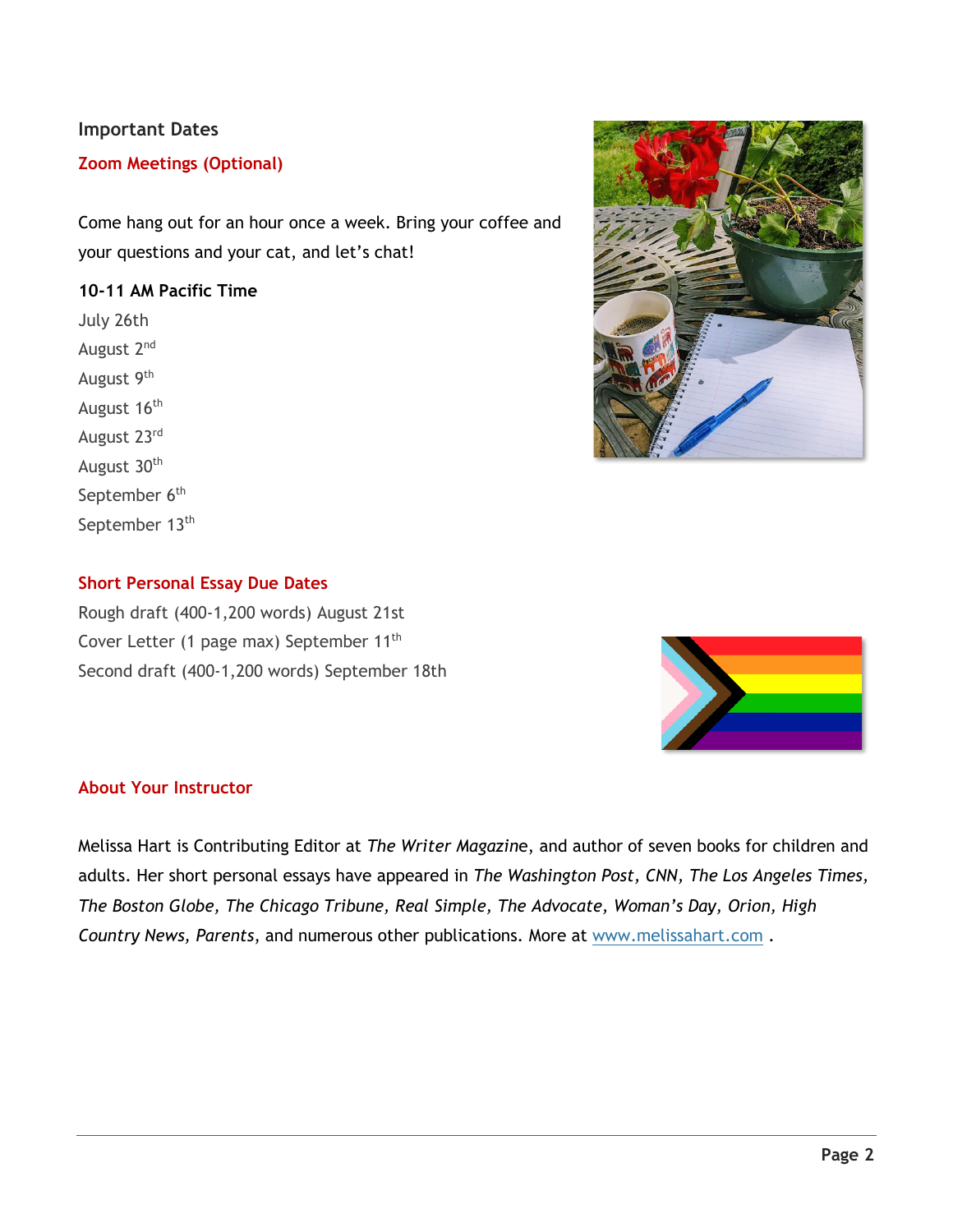## Important Dates

### Zoom Meetings (Optional)

Come hang out for an hour once a week. Bring your coffee and your questions and your cat, and let's chat!

**10-11 AM Pacific Time**

July 26th
August 2nd
August 9th
August 16th
August 23rd
August 30th
September 6th
September 13th

### Short Personal Essay Due Dates

Rough draft (400-1,200 words) August 21st
Cover Letter (1 page max) September 11th
Second draft (400-1,200 words) September 18th

### About Your Instructor

Melissa Hart is Contributing Editor at *The Writer Magazine*, and author of seven books for children and adults. Her short personal essays have appeared in *The Washington Post, CNN, The Los Angeles Times, The Boston Globe, The Chicago Tribune, Real Simple, The Advocate, Woman's Day, Orion, High Country News, Parents*, and numerous other publications. More at [www.melissahart.com](http://www.melissahart.com) .